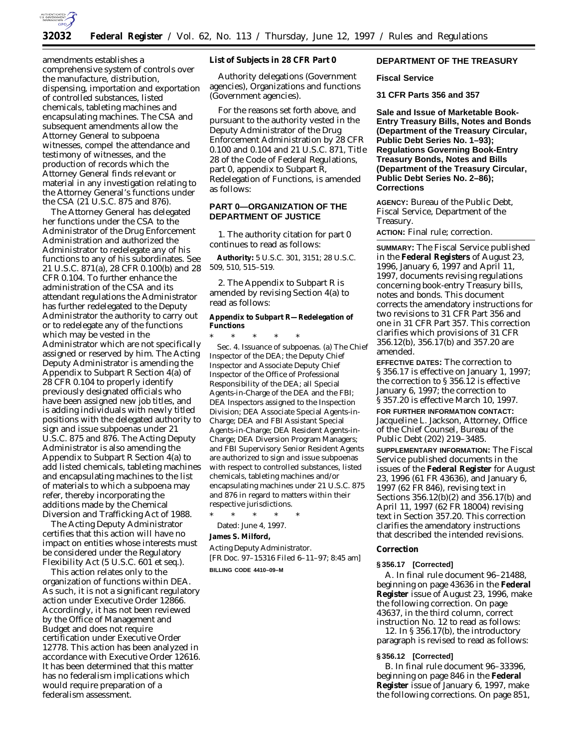amendments establishes a comprehensive system of controls over the manufacture, distribution, dispensing, importation and exportation of controlled substances, listed chemicals, tableting machines and encapsulating machines. The CSA and subsequent amendments allow the Attorney General to subpoena witnesses, compel the attendance and testimony of witnesses, and the production of records which the Attorney General finds relevant or material in any investigation relating to the Attorney General's functions under the CSA (21 U.S.C. 875 and 876).

The Attorney General has delegated her functions under the CSA to the Administrator of the Drug Enforcement Administration and authorized the Administrator to redelegate any of his functions to any of his subordinates. See 21 U.S.C. 871(a), 28 CFR 0.100(b) and 28 CFR 0.104. To further enhance the administration of the CSA and its attendant regulations the Administrator has further redelegated to the Deputy Administrator the authority to carry out or to redelegate any of the functions which may be vested in the Administrator which are not specifically assigned or reserved by him. The Acting Deputy Administrator is amending the Appendix to Subpart R Section 4(a) of 28 CFR 0.104 to properly identify previously designated officials who have been assigned new job titles, and is adding individuals with newly titled positions with the delegated authority to sign and issue subpoenas under 21 U.S.C. 875 and 876. The Acting Deputy Administrator is also amending the Appendix to Subpart R Section 4(a) to add listed chemicals, tableting machines and encapsulating machines to the list of materials to which a subpoena may refer, thereby incorporating the additions made by the Chemical Diversion and Trafficking Act of 1988.

The Acting Deputy Administrator certifies that this action will have no impact on entities whose interests must be considered under the Regulatory Flexibility Act (5 U.S.C. 601 et seq.).

This action relates only to the organization of functions within DEA. As such, it is not a significant regulatory action under Executive Order 12866. Accordingly, it has not been reviewed by the Office of Management and Budget and does not require certification under Executive Order 12778. This action has been analyzed in accordance with Executive Order 12616. It has been determined that this matter has no federalism implications which would require preparation of a federalism assessment.

**List of Subjects in 28 CFR Part 0**

Authority delegations (Government agencies), Organizations and functions (Government agencies).

For the reasons set forth above, and pursuant to the authority vested in the Deputy Administrator of the Drug Enforcement Administration by 28 CFR 0.100 and 0.104 and 21 U.S.C. 871, Title 28 of the Code of Federal Regulations, part 0, appendix to Subpart R, Redelegation of Functions, is amended as follows:

## PART 0—ORGANIZATION OF THE DEPARTMENT OF JUSTICE

1. The authority citation for part 0 continues to read as follows:

**Authority:** 5 U.S.C. 301, 3151; 28 U.S.C. 509, 510, 515–519.

2. The Appendix to Subpart R is amended by revising Section 4(a) to read as follows:

**Appendix to Subpart R—Redelegation of Functions**

\* \* \* \* \*

Sec. 4. Issuance of subpoenas. (a) The Chief Inspector of the DEA; the Deputy Chief Inspector and Associate Deputy Chief Inspector of the Office of Professional Responsibility of the DEA; all Special Agents-in-Charge of the DEA and the FBI; DEA Inspectors assigned to the Inspection Division; DEA Associate Special Agents-in-Charge; DEA and FBI Assistant Special Agents-in-Charge; DEA Resident Agents-in-Charge; DEA Diversion Program Managers; and FBI Supervisory Senior Resident Agents are authorized to sign and issue subpoenas with respect to controlled substances, listed chemicals, tableting machines and/or encapsulating machines under 21 U.S.C. 875 and 876 in regard to matters within their respective jurisdictions.

\* \* \* \* \*

Dated: June 4, 1997.

**James S. Milford,**

*Acting Deputy Administrator.*

[FR Doc. 97–15316 Filed 6–11–97; 8:45 am]

**BILLING CODE 4410–09–M**

## DEPARTMENT OF THE TREASURY

### Fiscal Service

### 31 CFR Parts 356 and 357

### Sale and Issue of Marketable Book-Entry Treasury Bills, Notes and Bonds (Department of the Treasury Circular, Public Debt Series No. 1–93); Regulations Governing Book-Entry Treasury Bonds, Notes and Bills (Department of the Treasury Circular, Public Debt Series No. 2–86); Corrections

**AGENCY:** Bureau of the Public Debt, Fiscal Service, Department of the Treasury.

**ACTION:** Final rule; correction.

**SUMMARY:** The Fiscal Service published in the **Federal Registers** of August 23, 1996, January 6, 1997 and April 11, 1997, documents revising regulations concerning book-entry Treasury bills, notes and bonds. This document corrects the amendatory instructions for two revisions to 31 CFR Part 356 and one in 31 CFR Part 357. This correction clarifies which provisions of 31 CFR 356.12(b), 356.17(b) and 357.20 are amended.

**EFFECTIVE DATES:** The correction to § 356.17 is effective on January 1, 1997; the correction to § 356.12 is effective January 6, 1997; the correction to § 357.20 is effective March 10, 1997.

**FOR FURTHER INFORMATION CONTACT:** Jacqueline L. Jackson, Attorney, Office of the Chief Counsel, Bureau of the Public Debt (202) 219–3485.

**SUPPLEMENTARY INFORMATION:** The Fiscal Service published documents in the issues of the **Federal Register** for August 23, 1996 (61 FR 43636), and January 6, 1997 (62 FR 846), revising text in Sections 356.12(b)(2) and 356.17(b) and April 11, 1997 (62 FR 18004) revising text in Section 357.20. This correction clarifies the amendatory instructions that described the intended revisions.

**Correction**

**§ 356.17 [Corrected]**

A. In final rule document 96–21488, beginning on page 43636 in the **Federal Register** issue of August 23, 1996, make the following correction. On page 43637, in the third column, correct instruction No. 12 to read as follows:

12. In § 356.17(b), the introductory paragraph is revised to read as follows:

**§ 356.12 [Corrected]**

B. In final rule document 96–33396, beginning on page 846 in the **Federal Register** issue of January 6, 1997, make the following corrections. On page 851,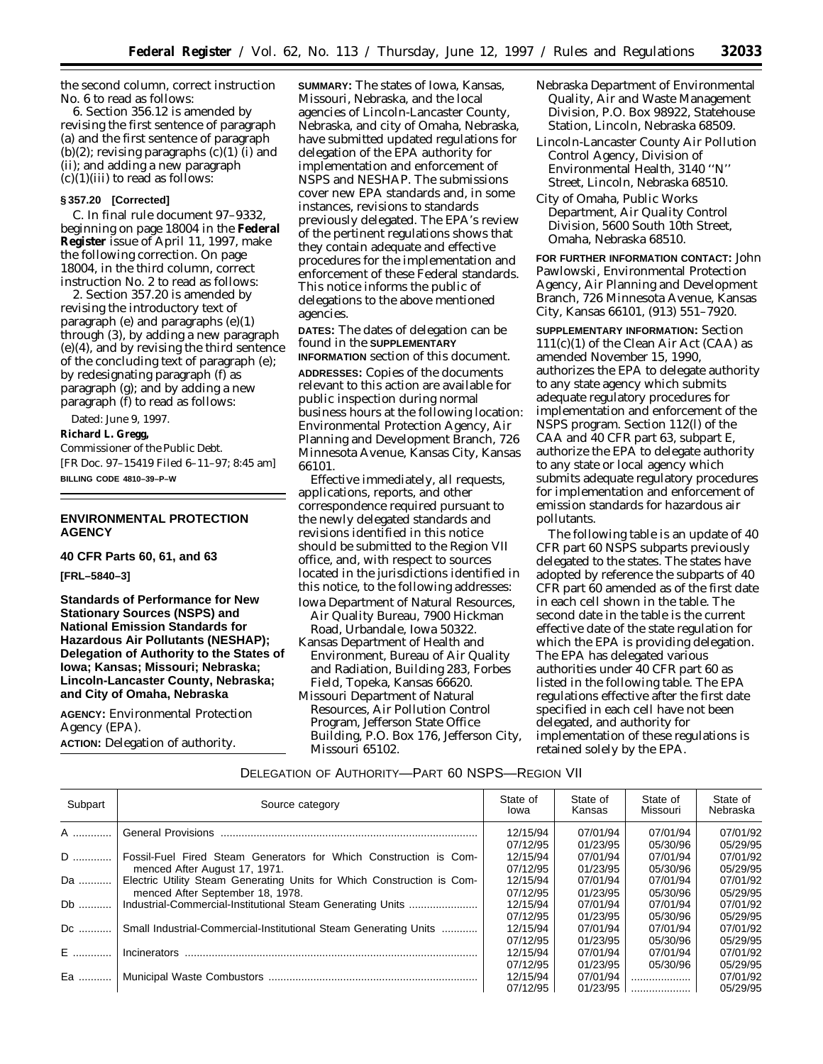the second column, correct instruction No. 6 to read as follows:

6. Section 356.12 is amended by revising the first sentence of paragraph (a) and the first sentence of paragraph (b)(2); revising paragraphs (c)(1) (i) and (ii); and adding a new paragraph (c)(1)(iii) to read as follows:

**§ 357.20 [Corrected]**

C. In final rule document 97–9332, beginning on page 18004 in the **Federal Register** issue of April 11, 1997, make the following correction. On page 18004, in the third column, correct instruction No. 2 to read as follows:

2. Section 357.20 is amended by revising the introductory text of paragraph (e) and paragraphs (e)(1) through (3), by adding a new paragraph (e)(4), and by revising the third sentence of the concluding text of paragraph (e); by redesignating paragraph (f) as paragraph (g); and by adding a new paragraph (f) to read as follows:

Dated: June 9, 1997.

**Richard L. Gregg,**

*Commissioner of the Public Debt.*

[FR Doc. 97–15419 Filed 6–11–97; 8:45 am]

**BILLING CODE 4810–39–P–W**

## ENVIRONMENTAL PROTECTION AGENCY

**40 CFR Parts 60, 61, and 63**

**[FRL–5840–3]**

### Standards of Performance for New Stationary Sources (NSPS) and National Emission Standards for Hazardous Air Pollutants (NESHAP); Delegation of Authority to the States of Iowa; Kansas; Missouri; Nebraska; Lincoln-Lancaster County, Nebraska; and City of Omaha, Nebraska

**AGENCY:** Environmental Protection Agency (EPA).

**ACTION:** Delegation of authority.

**SUMMARY:** The states of Iowa, Kansas, Missouri, Nebraska, and the local agencies of Lincoln-Lancaster County, Nebraska, and city of Omaha, Nebraska, have submitted updated regulations for delegation of the EPA authority for implementation and enforcement of NSPS and NESHAP. The submissions cover new EPA standards and, in some instances, revisions to standards previously delegated. The EPA's review of the pertinent regulations shows that they contain adequate and effective procedures for the implementation and enforcement of these Federal standards. This notice informs the public of delegations to the above mentioned agencies.

**DATES:** The dates of delegation can be found in the **SUPPLEMENTARY INFORMATION** section of this document.

**ADDRESSES:** Copies of the documents relevant to this action are available for public inspection during normal business hours at the following location: Environmental Protection Agency, Air Planning and Development Branch, 726 Minnesota Avenue, Kansas City, Kansas 66101.

Effective immediately, all requests, applications, reports, and other correspondence required pursuant to the newly delegated standards and revisions identified in this notice should be submitted to the Region VII office, and, with respect to sources located in the jurisdictions identified in this notice, to the following addresses:

Iowa Department of Natural Resources, Air Quality Bureau, 7900 Hickman Road, Urbandale, Iowa 50322.

Kansas Department of Health and Environment, Bureau of Air Quality and Radiation, Building 283, Forbes Field, Topeka, Kansas 66620.

Missouri Department of Natural Resources, Air Pollution Control Program, Jefferson State Office Building, P.O. Box 176, Jefferson City, Missouri 65102.

Nebraska Department of Environmental Quality, Air and Waste Management Division, P.O. Box 98922, Statehouse Station, Lincoln, Nebraska 68509.

Lincoln-Lancaster County Air Pollution Control Agency, Division of Environmental Health, 3140 ''N'' Street, Lincoln, Nebraska 68510.

City of Omaha, Public Works Department, Air Quality Control Division, 5600 South 10th Street, Omaha, Nebraska 68510.

**FOR FURTHER INFORMATION CONTACT:** John Pawlowski, Environmental Protection Agency, Air Planning and Development Branch, 726 Minnesota Avenue, Kansas City, Kansas 66101, (913) 551–7920.

**SUPPLEMENTARY INFORMATION:** Section 111(c)(1) of the Clean Air Act (CAA) as amended November 15, 1990, authorizes the EPA to delegate authority to any state agency which submits adequate regulatory procedures for implementation and enforcement of the NSPS program. Section 112(l) of the CAA and 40 CFR part 63, subpart E, authorize the EPA to delegate authority to any state or local agency which submits adequate regulatory procedures for implementation and enforcement of emission standards for hazardous air pollutants.

The following table is an update of 40 CFR part 60 NSPS subparts previously delegated to the states. The states have adopted by reference the subparts of 40 CFR part 60 amended as of the first date in each cell shown in the table. The second date in the table is the current effective date of the state regulation for which the EPA is providing delegation. The EPA has delegated various authorities under 40 CFR part 60 as listed in the following table. The EPA regulations effective after the first date specified in each cell have not been delegated, and authority for implementation of these regulations is retained solely by the EPA.

DELEGATION OF AUTHORITY—PART 60 NSPS—REGION VII

| Subpart | Source category | State of Iowa | State of Kansas | State of Missouri | State of Nebraska |
|---|---|---|---|---|---|
| A | General Provisions | 12/15/94<br>07/12/95 | 07/01/94<br>01/23/95 | 07/01/94<br>05/30/96 | 07/01/92<br>05/29/95 |
| D | Fossil-Fuel Fired Steam Generators for Which Construction is Commenced After August 17, 1971. | 12/15/94<br>07/12/95 | 07/01/94<br>01/23/95 | 07/01/94<br>05/30/96 | 07/01/92<br>05/29/95 |
| Da | Electric Utility Steam Generating Units for Which Construction is Commenced After September 18, 1978. | 12/15/94<br>07/12/95 | 07/01/94<br>01/23/95 | 07/01/94<br>05/30/96 | 07/01/92<br>05/29/95 |
| Db | Industrial-Commercial-Institutional Steam Generating Units | 12/15/94<br>07/12/95 | 07/01/94<br>01/23/95 | 07/01/94<br>05/30/96 | 07/01/92<br>05/29/95 |
| Dc | Small Industrial-Commercial-Institutional Steam Generating Units | 12/15/94<br>07/12/95 | 07/01/94<br>01/23/95 | 07/01/94<br>05/30/96 | 07/01/92<br>05/29/95 |
| E | Incinerators | 12/15/94<br>07/12/95 | 07/01/94<br>01/23/95 | 07/01/94<br>05/30/96 | 07/01/92<br>05/29/95 |
| Ea | Municipal Waste Combustors | 12/15/94<br>07/12/95 | 07/01/94<br>01/23/95 | | 07/01/92<br>05/29/95 |